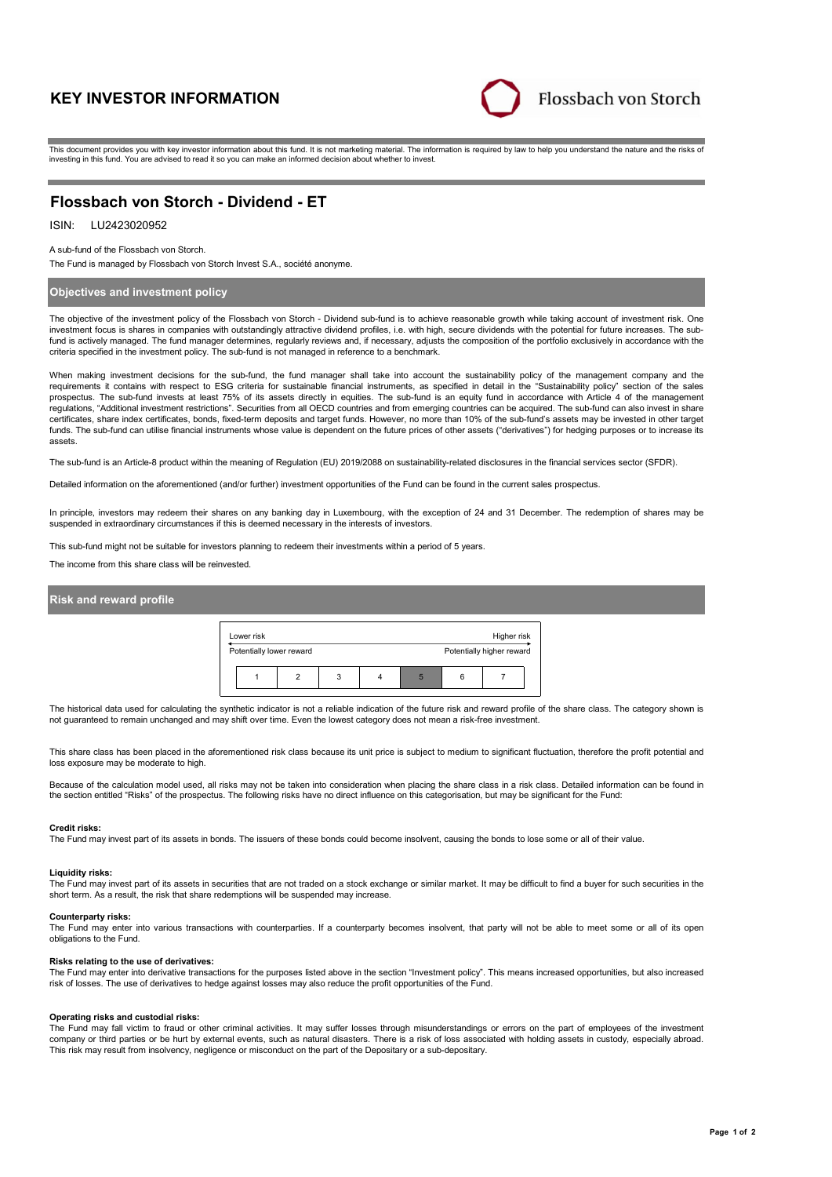# KEY INVESTOR INFORMATION

Flossbach von Storch

This document provides you with key investor information about this fund. It is not marketing material. The information is required by law to help you understand the nature and the risks of investing in this fund. You are advised to read it so you can make an informed decision about whether to invest.

## Flossbach von Storch - Dividend - ET

ISIN: LU2423020952

A sub-fund of the Flossbach von Storch.

The Fund is managed by Flossbach von Storch Invest S.A., société anonyme.

### Objectives and investment policy

The objective of the investment policy of the Flossbach von Storch - Dividend sub-fund is to achieve reasonable growth while taking account of investment risk. One investment focus is shares in companies with outstandingly attractive dividend profiles, i.e. with high, secure dividends with the potential for future increases. The sub-fund is actively managed. The fund manager determines, regularly reviews and, if necessary, adjusts the composition of the portfolio exclusively in accordance with the criteria specified in the investment policy. The sub-fund is not managed in reference to a benchmark.

When making investment decisions for the sub-fund, the fund manager shall take into account the sustainability policy of the management company and the requirements it contains with respect to ESG criteria for sustainable financial instruments, as specified in detail in the "Sustainability policy" section of the sales prospectus. The sub-fund invests at least 75% of its assets directly in equities. The sub-fund is an equity fund in accordance with Article 4 of the management regulations, "Additional investment restrictions". Securities from all OECD countries and from emerging countries can be acquired. The sub-fund can also invest in share certificates, share index certificates, bonds, fixed-term deposits and target funds. However, no more than 10% of the sub-fund's assets may be invested in other target funds. The sub-fund can utilise financial instruments whose value is dependent on the future prices of other assets ("derivatives") for hedging purposes or to increase its assets.

The sub-fund is an Article-8 product within the meaning of Regulation (EU) 2019/2088 on sustainability-related disclosures in the financial services sector (SFDR).

Detailed information on the aforementioned (and/or further) investment opportunities of the Fund can be found in the current sales prospectus.

In principle, investors may redeem their shares on any banking day in Luxembourg, with the exception of 24 and 31 December. The redemption of shares may be suspended in extraordinary circumstances if this is deemed necessary in the interests of investors.

This sub-fund might not be suitable for investors planning to redeem their investments within a period of 5 years.

The income from this share class will be reinvested.

### Risk and reward profile

| Lower risk | | | | | | Higher risk |
|---|---|---|---|---|---|---|
| Potentially lower reward | | | | | | Potentially higher reward |
| 1 | 2 | 3 | 4 | **5** | 6 | 7 |

The historical data used for calculating the synthetic indicator is not a reliable indication of the future risk and reward profile of the share class. The category shown is not guaranteed to remain unchanged and may shift over time. Even the lowest category does not mean a risk-free investment.

This share class has been placed in the aforementioned risk class because its unit price is subject to medium to significant fluctuation, therefore the profit potential and loss exposure may be moderate to high.

Because of the calculation model used, all risks may not be taken into consideration when placing the share class in a risk class. Detailed information can be found in the section entitled "Risks" of the prospectus. The following risks have no direct influence on this categorisation, but may be significant for the Fund:

**Credit risks:**
The Fund may invest part of its assets in bonds. The issuers of these bonds could become insolvent, causing the bonds to lose some or all of their value.

**Liquidity risks:**
The Fund may invest part of its assets in securities that are not traded on a stock exchange or similar market. It may be difficult to find a buyer for such securities in the short term. As a result, the risk that share redemptions will be suspended may increase.

**Counterparty risks:**
The Fund may enter into various transactions with counterparties. If a counterparty becomes insolvent, that party will not be able to meet some or all of its open obligations to the Fund.

**Risks relating to the use of derivatives:**
The Fund may enter into derivative transactions for the purposes listed above in the section "Investment policy". This means increased opportunities, but also increased risk of losses. The use of derivatives to hedge against losses may also reduce the profit opportunities of the Fund.

**Operating risks and custodial risks:**
The Fund may fall victim to fraud or other criminal activities. It may suffer losses through misunderstandings or errors on the part of employees of the investment company or third parties or be hurt by external events, such as natural disasters. There is a risk of loss associated with holding assets in custody, especially abroad. This risk may result from insolvency, negligence or misconduct on the part of the Depositary or a sub-depositary.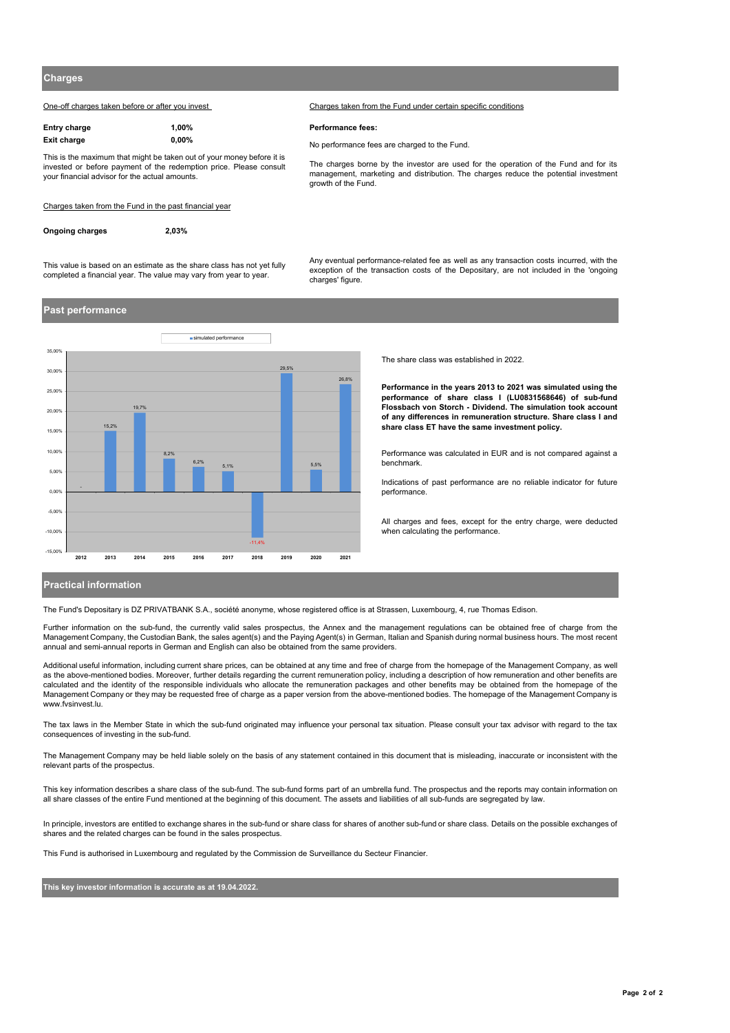## Charges

One-off charges taken before or after you invest

| | |
|---|---|
| **Entry charge** | **1,00%** |
| **Exit charge** | **0,00%** |

This is the maximum that might be taken out of your money before it is invested or before payment of the redemption price. Please consult your financial advisor for the actual amounts.

Charges taken from the Fund in the past financial year

| | |
|---|---|
| **Ongoing charges** | **2,03%** |

This value is based on an estimate as the share class has not yet fully completed a financial year. The value may vary from year to year.

Charges taken from the Fund under certain specific conditions

**Performance fees:**

No performance fees are charged to the Fund.

The charges borne by the investor are used for the operation of the Fund and for its management, marketing and distribution. The charges reduce the potential investment growth of the Fund.

Any eventual performance-related fee as well as any transaction costs incurred, with the exception of the transaction costs of the Depositary, are not included in the 'ongoing charges' figure.

## Past performance

simulated performance

35,00%
30,00%
25,00%
20,00%
15,00%
10,00%
5,00%
0,00%
-5,00%
-10,00%
-15,00%

-
15,2%
19,7%
8,2%
6,2%
5,1%
-11,4%
29,5%
5,5%
26,8%

2012 2013 2014 2015 2016 2017 2018 2019 2020 2021

The share class was established in 2022.

**Performance in the years 2013 to 2021 was simulated using the performance of share class I (LU0831568646) of sub-fund Flossbach von Storch - Dividend. The simulation took account of any differences in remuneration structure. Share class I and share class ET have the same investment policy.**

Performance was calculated in EUR and is not compared against a benchmark.

Indications of past performance are no reliable indicator for future performance.

All charges and fees, except for the entry charge, were deducted when calculating the performance.

## Practical information

The Fund's Depositary is DZ PRIVATBANK S.A., société anonyme, whose registered office is at Strassen, Luxembourg, 4, rue Thomas Edison.

Further information on the sub-fund, the currently valid sales prospectus, the Annex and the management regulations can be obtained free of charge from the Management Company, the Custodian Bank, the sales agent(s) and the Paying Agent(s) in German, Italian and Spanish during normal business hours. The most recent annual and semi-annual reports in German and English can also be obtained from the same providers.

Additional useful information, including current share prices, can be obtained at any time and free of charge from the homepage of the Management Company, as well as the above-mentioned bodies. Moreover, further details regarding the current remuneration policy, including a description of how remuneration and other benefits are calculated and the identity of the responsible individuals who allocate the remuneration packages and other benefits may be obtained from the homepage of the Management Company or they may be requested free of charge as a paper version from the above-mentioned bodies. The homepage of the Management Company is www.fvsinvest.lu.

The tax laws in the Member State in which the sub-fund originated may influence your personal tax situation. Please consult your tax advisor with regard to the tax consequences of investing in the sub-fund.

The Management Company may be held liable solely on the basis of any statement contained in this document that is misleading, inaccurate or inconsistent with the relevant parts of the prospectus.

This key information describes a share class of the sub-fund. The sub-fund forms part of an umbrella fund. The prospectus and the reports may contain information on all share classes of the entire Fund mentioned at the beginning of this document. The assets and liabilities of all sub-funds are segregated by law.

In principle, investors are entitled to exchange shares in the sub-fund or share class for shares of another sub-fund or share class. Details on the possible exchanges of shares and the related charges can be found in the sales prospectus.

This Fund is authorised in Luxembourg and regulated by the Commission de Surveillance du Secteur Financier.

**This key investor information is accurate as at 19.04.2022.**